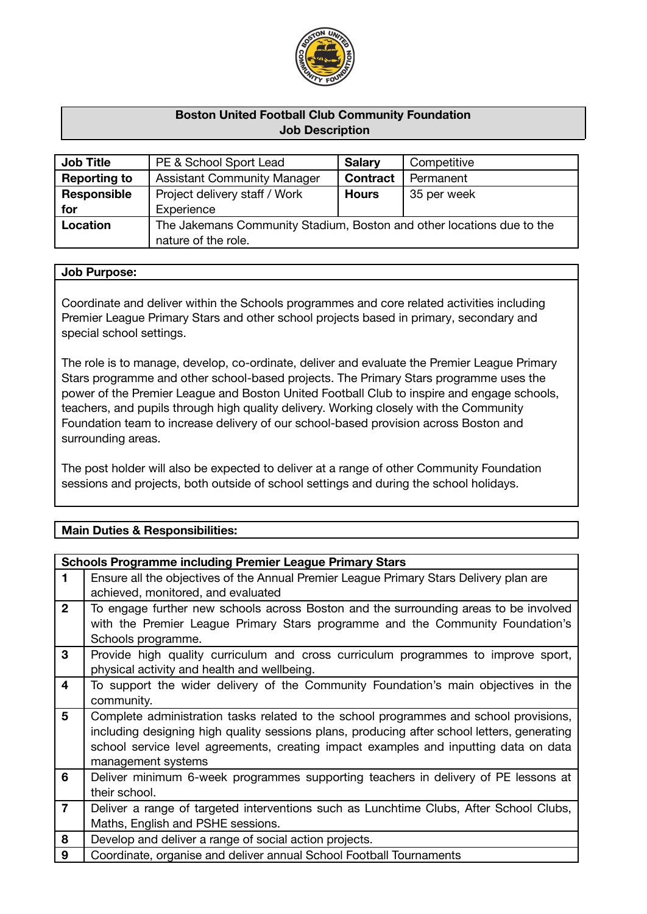# Boston United Football Club Community Foundation
## Job Description

| **Job Title** | PE & School Sport Lead | **Salary** | Competitive |
|---|---|---|---|
| **Reporting to** | Assistant Community Manager | **Contract** | Permanent |
| **Responsible for** | Project delivery staff / Work Experience | **Hours** | 35 per week |
| **Location** | The Jakemans Community Stadium, Boston and other locations due to the nature of the role. | | |

### Job Purpose:

Coordinate and deliver within the Schools programmes and core related activities including Premier League Primary Stars and other school projects based in primary, secondary and special school settings.

The role is to manage, develop, co-ordinate, deliver and evaluate the Premier League Primary Stars programme and other school-based projects. The Primary Stars programme uses the power of the Premier League and Boston United Football Club to inspire and engage schools, teachers, and pupils through high quality delivery. Working closely with the Community Foundation team to increase delivery of our school-based provision across Boston and surrounding areas.

The post holder will also be expected to deliver at a range of other Community Foundation sessions and projects, both outside of school settings and during the school holidays.

### Main Duties & Responsibilities:

| **Schools Programme including Premier League Primary Stars** | |
|---|---|
| **1** | Ensure all the objectives of the Annual Premier League Primary Stars Delivery plan are achieved, monitored, and evaluated |
| **2** | To engage further new schools across Boston and the surrounding areas to be involved with the Premier League Primary Stars programme and the Community Foundation's Schools programme. |
| **3** | Provide high quality curriculum and cross curriculum programmes to improve sport, physical activity and health and wellbeing. |
| **4** | To support the wider delivery of the Community Foundation's main objectives in the community. |
| **5** | Complete administration tasks related to the school programmes and school provisions, including designing high quality sessions plans, producing after school letters, generating school service level agreements, creating impact examples and inputting data on data management systems |
| **6** | Deliver minimum 6-week programmes supporting teachers in delivery of PE lessons at their school. |
| **7** | Deliver a range of targeted interventions such as Lunchtime Clubs, After School Clubs, Maths, English and PSHE sessions. |
| **8** | Develop and deliver a range of social action projects. |
| **9** | Coordinate, organise and deliver annual School Football Tournaments |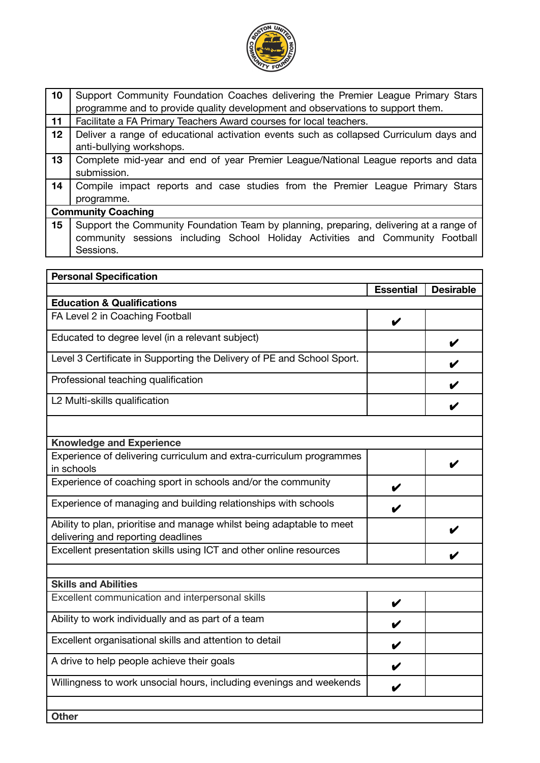| | |
|---|---|
| **10** | Support Community Foundation Coaches delivering the Premier League Primary Stars programme and to provide quality development and observations to support them. |
| **11** | Facilitate a FA Primary Teachers Award courses for local teachers. |
| **12** | Deliver a range of educational activation events such as collapsed Curriculum days and anti-bullying workshops. |
| **13** | Complete mid-year and end of year Premier League/National League reports and data submission. |
| **14** | Compile impact reports and case studies from the Premier League Primary Stars programme. |
| **Community Coaching** | |
| **15** | Support the Community Foundation Team by planning, preparing, delivering at a range of community sessions including School Holiday Activities and Community Football Sessions. |

| **Personal Specification** | | |
|---|---|---|
| | **Essential** | **Desirable** |
| **Education & Qualifications** | | |
| FA Level 2 in Coaching Football | ✔ | |
| Educated to degree level (in a relevant subject) | | ✔ |
| Level 3 Certificate in Supporting the Delivery of PE and School Sport. | | ✔ |
| Professional teaching qualification | | ✔ |
| L2 Multi-skills qualification | | ✔ |
| | | |
| **Knowledge and Experience** | | |
| Experience of delivering curriculum and extra-curriculum programmes in schools | | ✔ |
| Experience of coaching sport in schools and/or the community | ✔ | |
| Experience of managing and building relationships with schools | ✔ | |
| Ability to plan, prioritise and manage whilst being adaptable to meet delivering and reporting deadlines | | ✔ |
| Excellent presentation skills using ICT and other online resources | | ✔ |
| | | |
| **Skills and Abilities** | | |
| Excellent communication and interpersonal skills | ✔ | |
| Ability to work individually and as part of a team | ✔ | |
| Excellent organisational skills and attention to detail | ✔ | |
| A drive to help people achieve their goals | ✔ | |
| Willingness to work unsocial hours, including evenings and weekends | ✔ | |
| | | |
| **Other** | | |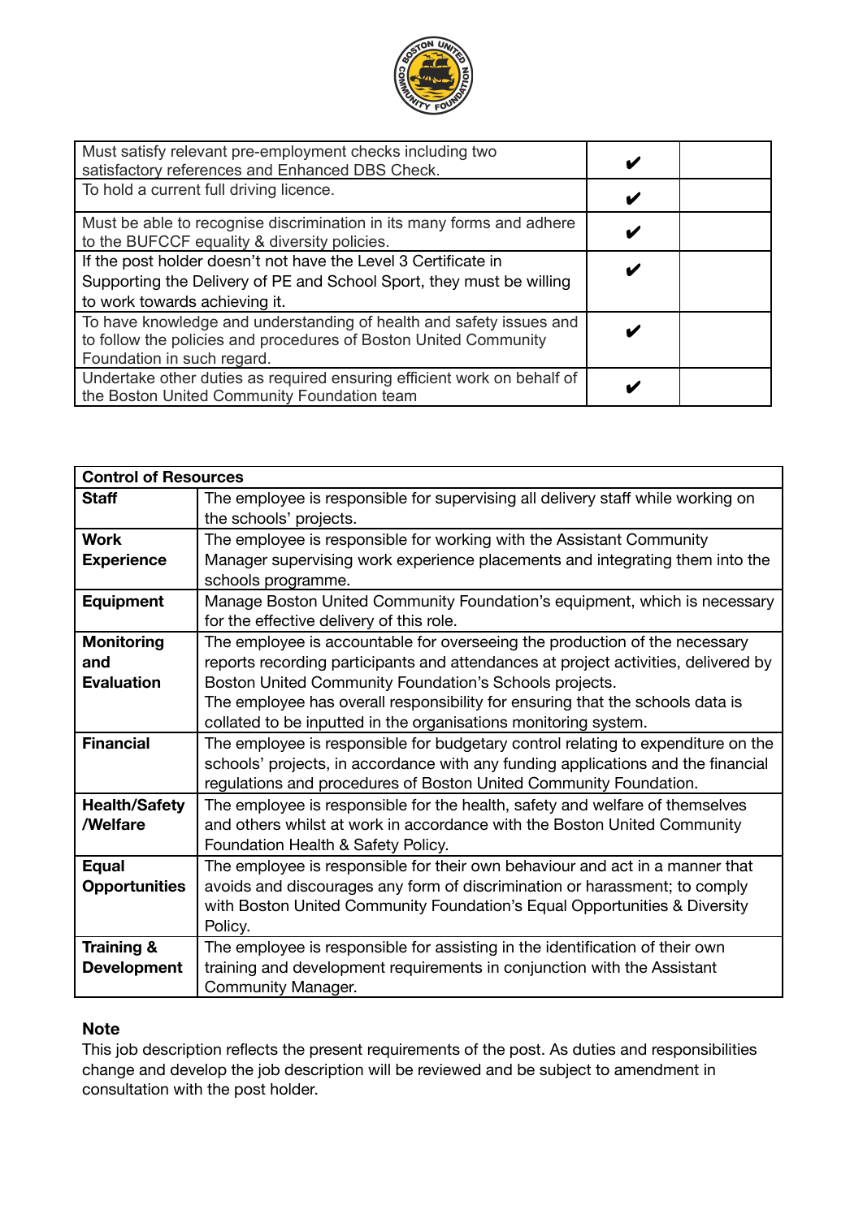| | | |
|---|---|---|
| Must satisfy relevant pre-employment checks including two satisfactory references and Enhanced DBS Check. | ✔ | |
| To hold a current full driving licence. | ✔ | |
| Must be able to recognise discrimination in its many forms and adhere to the BUFCCF equality & diversity policies. | ✔ | |
| If the post holder doesn't not have the Level 3 Certificate in Supporting the Delivery of PE and School Sport, they must be willing to work towards achieving it. | ✔ | |
| To have knowledge and understanding of health and safety issues and to follow the policies and procedures of Boston United Community Foundation in such regard. | ✔ | |
| Undertake other duties as required ensuring efficient work on behalf of the Boston United Community Foundation team | ✔ | |

| **Control of Resources** | |
|---|---|
| **Staff** | The employee is responsible for supervising all delivery staff while working on the schools' projects. |
| **Work Experience** | The employee is responsible for working with the Assistant Community Manager supervising work experience placements and integrating them into the schools programme. |
| **Equipment** | Manage Boston United Community Foundation's equipment, which is necessary for the effective delivery of this role. |
| **Monitoring and Evaluation** | The employee is accountable for overseeing the production of the necessary reports recording participants and attendances at project activities, delivered by Boston United Community Foundation's Schools projects.<br>The employee has overall responsibility for ensuring that the schools data is collated to be inputted in the organisations monitoring system. |
| **Financial** | The employee is responsible for budgetary control relating to expenditure on the schools' projects, in accordance with any funding applications and the financial regulations and procedures of Boston United Community Foundation. |
| **Health/Safety /Welfare** | The employee is responsible for the health, safety and welfare of themselves and others whilst at work in accordance with the Boston United Community Foundation Health & Safety Policy. |
| **Equal Opportunities** | The employee is responsible for their own behaviour and act in a manner that avoids and discourages any form of discrimination or harassment; to comply with Boston United Community Foundation's Equal Opportunities & Diversity Policy. |
| **Training & Development** | The employee is responsible for assisting in the identification of their own training and development requirements in conjunction with the Assistant Community Manager. |

**Note**
This job description reflects the present requirements of the post. As duties and responsibilities change and develop the job description will be reviewed and be subject to amendment in consultation with the post holder.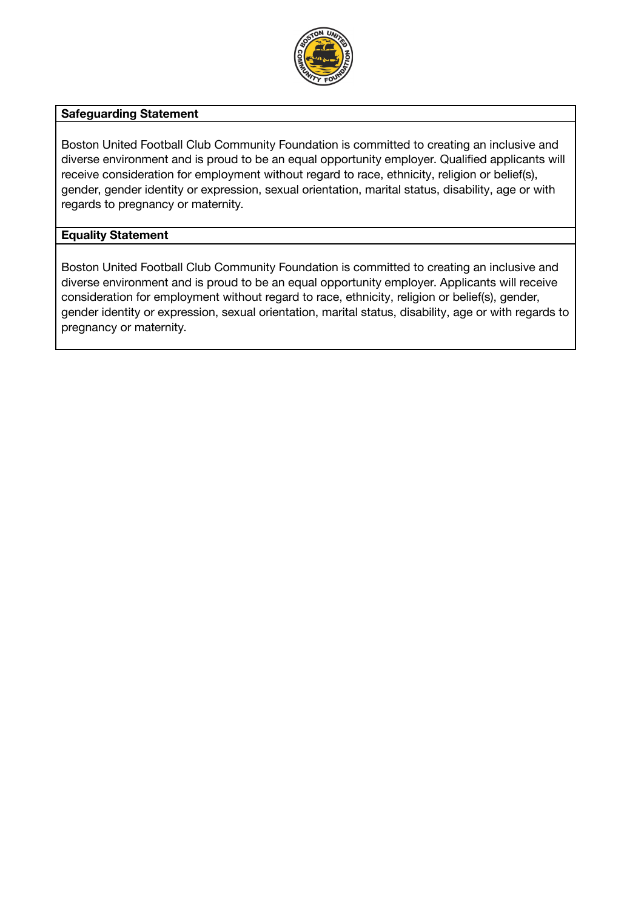**Safeguarding Statement**

Boston United Football Club Community Foundation is committed to creating an inclusive and diverse environment and is proud to be an equal opportunity employer. Qualified applicants will receive consideration for employment without regard to race, ethnicity, religion or belief(s), gender, gender identity or expression, sexual orientation, marital status, disability, age or with regards to pregnancy or maternity.

**Equality Statement**

Boston United Football Club Community Foundation is committed to creating an inclusive and diverse environment and is proud to be an equal opportunity employer. Applicants will receive consideration for employment without regard to race, ethnicity, religion or belief(s), gender, gender identity or expression, sexual orientation, marital status, disability, age or with regards to pregnancy or maternity.